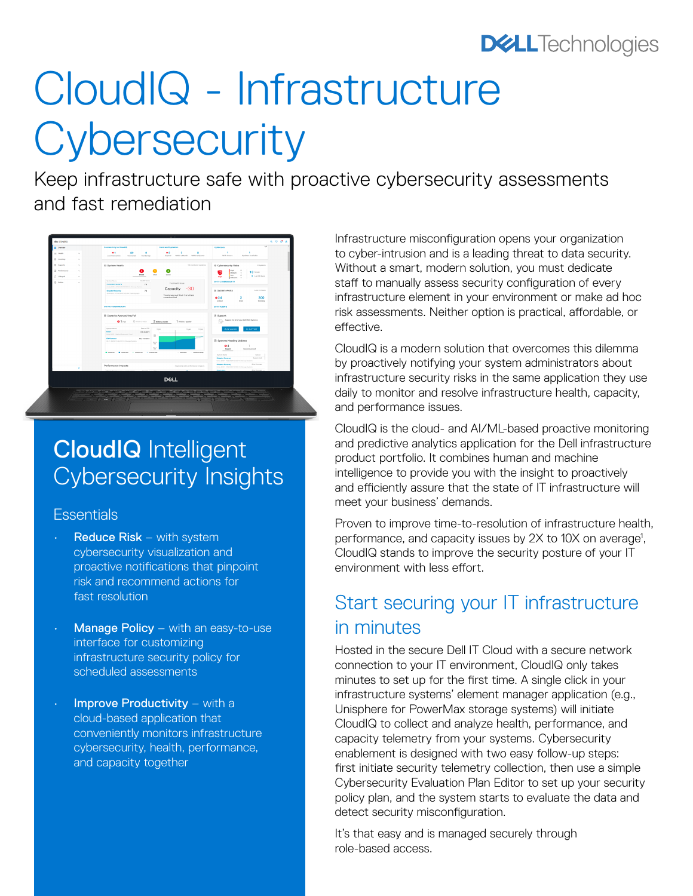# CloudIQ - Infrastructure Cybersecurity

Keep infrastructure safe with proactive cybersecurity assessments and fast remediation

## CloudIQ Intelligent Cybersecurity Insights

### Essentials

- **Reduce Risk** – with system cybersecurity visualization and proactive notifications that pinpoint risk and recommend actions for fast resolution
- **Manage Policy** – with an easy-to-use interface for customizing infrastructure security policy for scheduled assessments
- **Improve Productivity** – with a cloud-based application that conveniently monitors infrastructure cybersecurity, health, performance, and capacity together

Infrastructure misconfiguration opens your organization to cyber-intrusion and is a leading threat to data security. Without a smart, modern solution, you must dedicate staff to manually assess security configuration of every infrastructure element in your environment or make ad hoc risk assessments. Neither option is practical, affordable, or effective.

CloudIQ is a modern solution that overcomes this dilemma by proactively notifying your system administrators about infrastructure security risks in the same application they use daily to monitor and resolve infrastructure health, capacity, and performance issues.

CloudIQ is the cloud- and AI/ML-based proactive monitoring and predictive analytics application for the Dell infrastructure product portfolio. It combines human and machine intelligence to provide you with the insight to proactively and efficiently assure that the state of IT infrastructure will meet your business' demands.

Proven to improve time-to-resolution of infrastructure health, performance, and capacity issues by 2X to 10X on average[1], CloudIQ stands to improve the security posture of your IT environment with less effort.

## Start securing your IT infrastructure in minutes

Hosted in the secure Dell IT Cloud with a secure network connection to your IT environment, CloudIQ only takes minutes to set up for the first time. A single click in your infrastructure systems' element manager application (e.g., Unisphere for PowerMax storage systems) will initiate CloudIQ to collect and analyze health, performance, and capacity telemetry from your systems. Cybersecurity enablement is designed with two easy follow-up steps: first initiate security telemetry collection, then use a simple Cybersecurity Evaluation Plan Editor to set up your security policy plan, and the system starts to evaluate the data and detect security misconfiguration.

It's that easy and is managed securely through role-based access.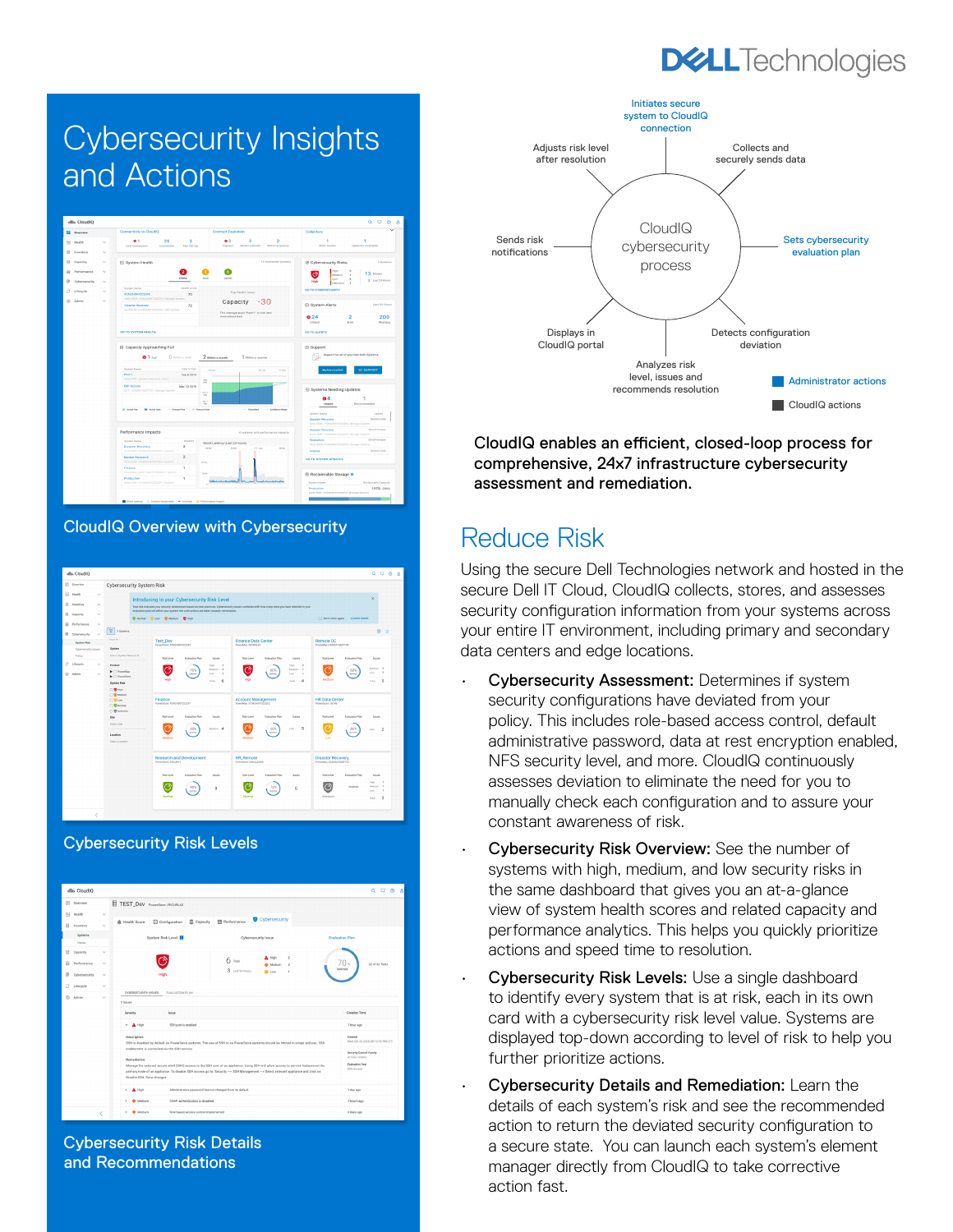# Cybersecurity Insights and Actions

CloudIQ Overview with Cybersecurity

Cybersecurity Risk Levels

Cybersecurity Risk Details and Recommendations

CloudIQ cybersecurity process

- Initiates secure system to CloudIQ connection
- Collects and securely sends data
- Sets cybersecurity evaluation plan
- Detects configuration deviation
- Analyzes risk level, issues and recommends resolution
- Displays in CloudIQ portal
- Sends risk notifications
- Adjusts risk level after resolution

Administrator actions

CloudIQ actions

**CloudIQ enables an efficient, closed-loop process for comprehensive, 24x7 infrastructure cybersecurity assessment and remediation.**

## Reduce Risk

Using the secure Dell Technologies network and hosted in the secure Dell IT Cloud, CloudIQ collects, stores, and assesses security configuration information from your systems across your entire IT environment, including primary and secondary data centers and edge locations.

- **Cybersecurity Assessment:** Determines if system security configurations have deviated from your policy. This includes role-based access control, default administrative password, data at rest encryption enabled, NFS security level, and more. CloudIQ continuously assesses deviation to eliminate the need for you to manually check each configuration and to assure your constant awareness of risk.
- **Cybersecurity Risk Overview:** See the number of systems with high, medium, and low security risks in the same dashboard that gives you an at-a-glance view of system health scores and related capacity and performance analytics. This helps you quickly prioritize actions and speed time to resolution.
- **Cybersecurity Risk Levels:** Use a single dashboard to identify every system that is at risk, each in its own card with a cybersecurity risk level value. Systems are displayed top-down according to level of risk to help you further prioritize actions.
- **Cybersecurity Details and Remediation:** Learn the details of each system's risk and see the recommended action to return the deviated security configuration to a secure state.  You can launch each system's element manager directly from CloudIQ to take corrective action fast.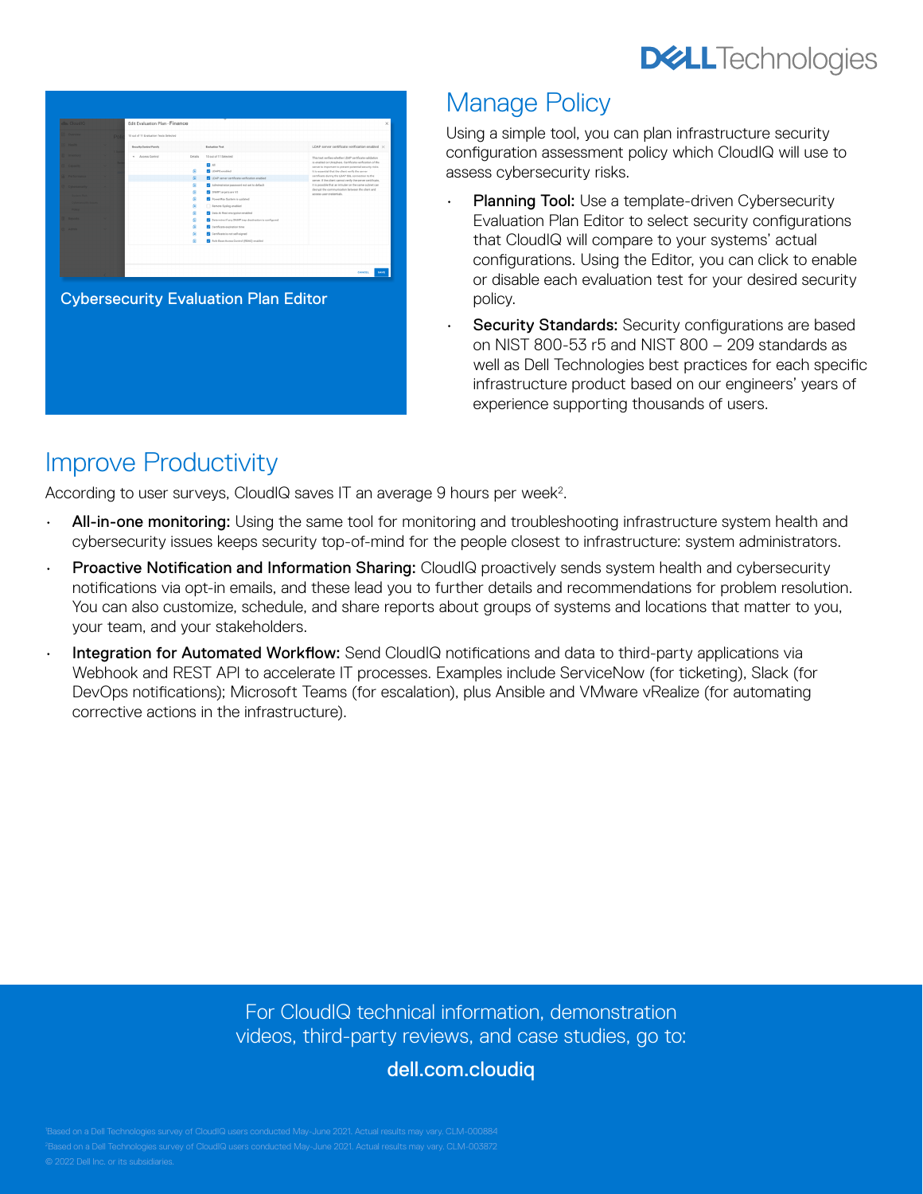Cybersecurity Evaluation Plan Editor

## Manage Policy

Using a simple tool, you can plan infrastructure security configuration assessment policy which CloudIQ will use to assess cybersecurity risks.

- **Planning Tool:** Use a template-driven Cybersecurity Evaluation Plan Editor to select security configurations that CloudIQ will compare to your systems' actual configurations. Using the Editor, you can click to enable or disable each evaluation test for your desired security policy.
- **Security Standards:** Security configurations are based on NIST 800-53 r5 and NIST 800 – 209 standards as well as Dell Technologies best practices for each specific infrastructure product based on our engineers' years of experience supporting thousands of users.

## Improve Productivity

According to user surveys, CloudIQ saves IT an average 9 hours per week[2].

- **All-in-one monitoring:** Using the same tool for monitoring and troubleshooting infrastructure system health and cybersecurity issues keeps security top-of-mind for the people closest to infrastructure: system administrators.
- **Proactive Notification and Information Sharing:** CloudIQ proactively sends system health and cybersecurity notifications via opt-in emails, and these lead you to further details and recommendations for problem resolution. You can also customize, schedule, and share reports about groups of systems and locations that matter to you, your team, and your stakeholders.
- **Integration for Automated Workflow:** Send CloudIQ notifications and data to third-party applications via Webhook and REST API to accelerate IT processes. Examples include ServiceNow (for ticketing), Slack (for DevOps notifications); Microsoft Teams (for escalation), plus Ansible and VMware vRealize (for automating corrective actions in the infrastructure).

For CloudIQ technical information, demonstration videos, third-party reviews, and case studies, go to:

**dell.com.cloudiq**

[1]Based on a Dell Technologies survey of CloudIQ users conducted May-June 2021. Actual results may vary. CLM-000884

[2]Based on a Dell Technologies survey of CloudIQ users conducted May-June 2021. Actual results may vary. CLM-003872

© 2022 Dell Inc. or its subsidiaries.